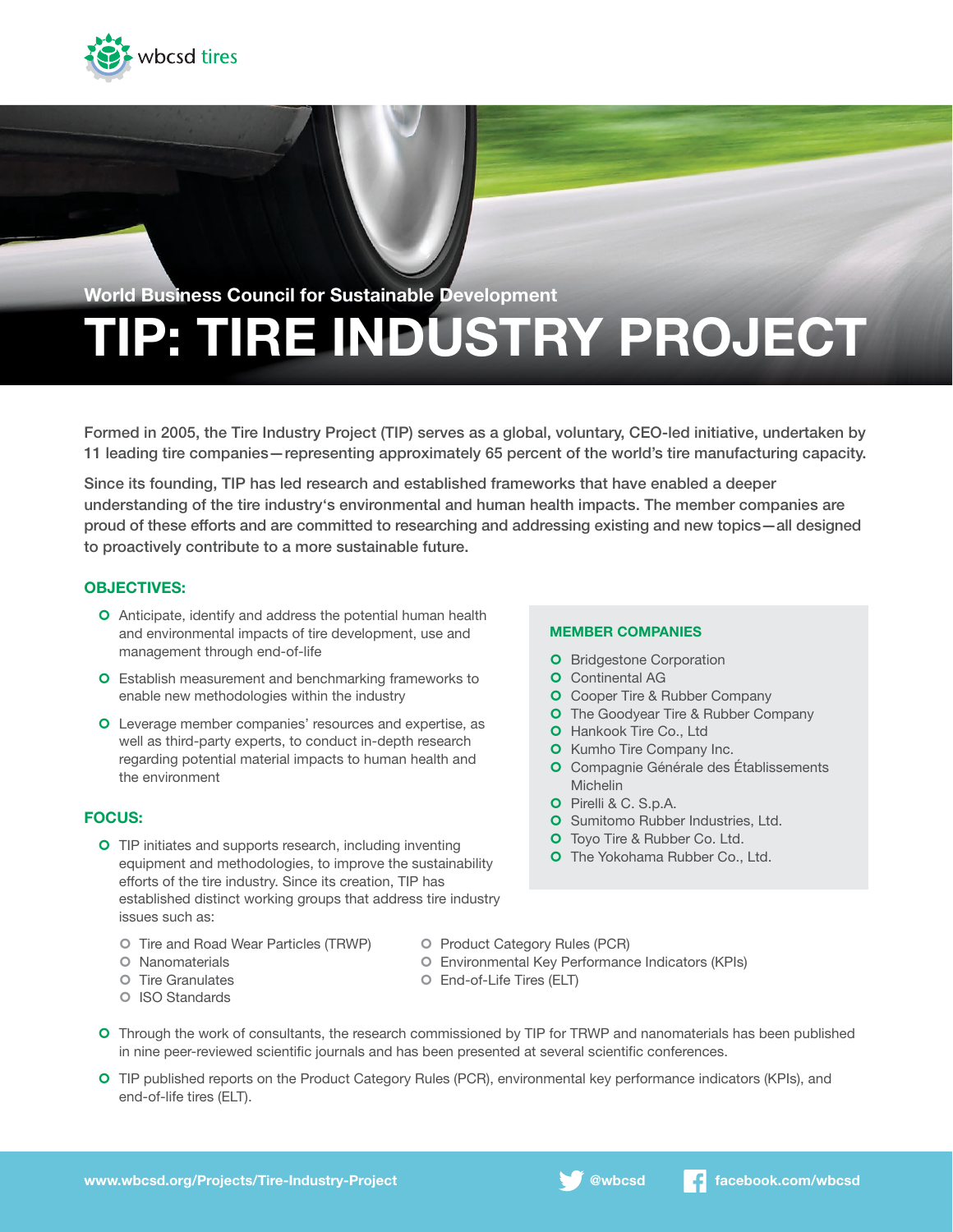wbcsd tires

World Business Council for Sustainable Development

# TIP: TIRE INDUSTRY PROJECT

Formed in 2005, the Tire Industry Project (TIP) serves as a global, voluntary, CEO-led initiative, undertaken by 11 leading tire companies—representing approximately 65 percent of the world's tire manufacturing capacity.

Since its founding, TIP has led research and established frameworks that have enabled a deeper understanding of the tire industry's environmental and human health impacts. The member companies are proud of these efforts and are committed to researching and addressing existing and new topics—all designed to proactively contribute to a more sustainable future.

## OBJECTIVES:

- Anticipate, identify and address the potential human health and environmental impacts of tire development, use and management through end-of-life
- Establish measurement and benchmarking frameworks to enable new methodologies within the industry
- Leverage member companies' resources and expertise, as well as third-party experts, to conduct in-depth research regarding potential material impacts to human health and the environment

## FOCUS:

- TIP initiates and supports research, including inventing equipment and methodologies, to improve the sustainability efforts of the tire industry. Since its creation, TIP has established distinct working groups that address tire industry issues such as:
  - Tire and Road Wear Particles (TRWP)
  - Nanomaterials
  - Tire Granulates
  - ISO Standards
  - Product Category Rules (PCR)
  - Environmental Key Performance Indicators (KPIs)
  - End-of-Life Tires (ELT)
- Through the work of consultants, the research commissioned by TIP for TRWP and nanomaterials has been published in nine peer-reviewed scientific journals and has been presented at several scientific conferences.
- TIP published reports on the Product Category Rules (PCR), environmental key performance indicators (KPIs), and end-of-life tires (ELT).

## MEMBER COMPANIES

- Bridgestone Corporation
- Continental AG
- Cooper Tire & Rubber Company
- The Goodyear Tire & Rubber Company
- Hankook Tire Co., Ltd
- Kumho Tire Company Inc.
- Compagnie Générale des Établissements Michelin
- Pirelli & C. S.p.A.
- Sumitomo Rubber Industries, Ltd.
- Toyo Tire & Rubber Co. Ltd.
- The Yokohama Rubber Co., Ltd.

www.wbcsd.org/Projects/Tire-Industry-Project | @wbcsd | facebook.com/wbcsd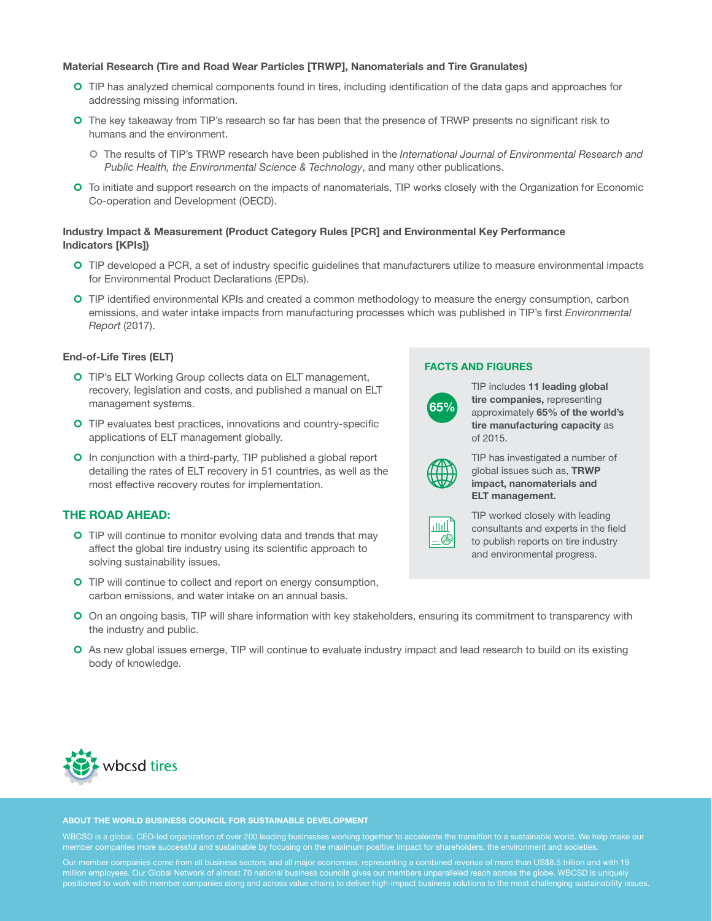**Material Research (Tire and Road Wear Particles [TRWP], Nanomaterials and Tire Granulates)**

- TIP has analyzed chemical components found in tires, including identification of the data gaps and approaches for addressing missing information.
- The key takeaway from TIP's research so far has been that the presence of TRWP presents no significant risk to humans and the environment.
  - The results of TIP's TRWP research have been published in the *International Journal of Environmental Research and Public Health, the Environmental Science & Technology*, and many other publications.
- To initiate and support research on the impacts of nanomaterials, TIP works closely with the Organization for Economic Co-operation and Development (OECD).

**Industry Impact & Measurement (Product Category Rules [PCR] and Environmental Key Performance Indicators [KPIs])**

- TIP developed a PCR, a set of industry specific guidelines that manufacturers utilize to measure environmental impacts for Environmental Product Declarations (EPDs).
- TIP identified environmental KPIs and created a common methodology to measure the energy consumption, carbon emissions, and water intake impacts from manufacturing processes which was published in TIP's first *Environmental Report* (2017).

**End-of-Life Tires (ELT)**

- TIP's ELT Working Group collects data on ELT management, recovery, legislation and costs, and published a manual on ELT management systems.
- TIP evaluates best practices, innovations and country-specific applications of ELT management globally.
- In conjunction with a third-party, TIP published a global report detailing the rates of ELT recovery in 51 countries, as well as the most effective recovery routes for implementation.

## THE ROAD AHEAD:

- TIP will continue to monitor evolving data and trends that may affect the global tire industry using its scientific approach to solving sustainability issues.
- TIP will continue to collect and report on energy consumption, carbon emissions, and water intake on an annual basis.
- On an ongoing basis, TIP will share information with key stakeholders, ensuring its commitment to transparency with the industry and public.
- As new global issues emerge, TIP will continue to evaluate industry impact and lead research to build on its existing body of knowledge.

### FACTS AND FIGURES

65%

TIP includes **11 leading global tire companies,** representing approximately **65% of the world's tire manufacturing capacity** as of 2015.

TIP has investigated a number of global issues such as, **TRWP impact, nanomaterials and ELT management.**

TIP worked closely with leading consultants and experts in the field to publish reports on tire industry and environmental progress.

wbcsd tires

**ABOUT THE WORLD BUSINESS COUNCIL FOR SUSTAINABLE DEVELOPMENT**

WBCSD is a global, CEO-led organization of over 200 leading businesses working together to accelerate the transition to a sustainable world. We help make our member companies more successful and sustainable by focusing on the maximum positive impact for shareholders, the environment and societies.

Our member companies come from all business sectors and all major economies, representing a combined revenue of more than US$8.5 trillion and with 19 million employees. Our Global Network of almost 70 national business councils gives our members unparalleled reach across the globe. WBCSD is uniquely positioned to work with member companies along and across value chains to deliver high-impact business solutions to the most challenging sustainability issues.